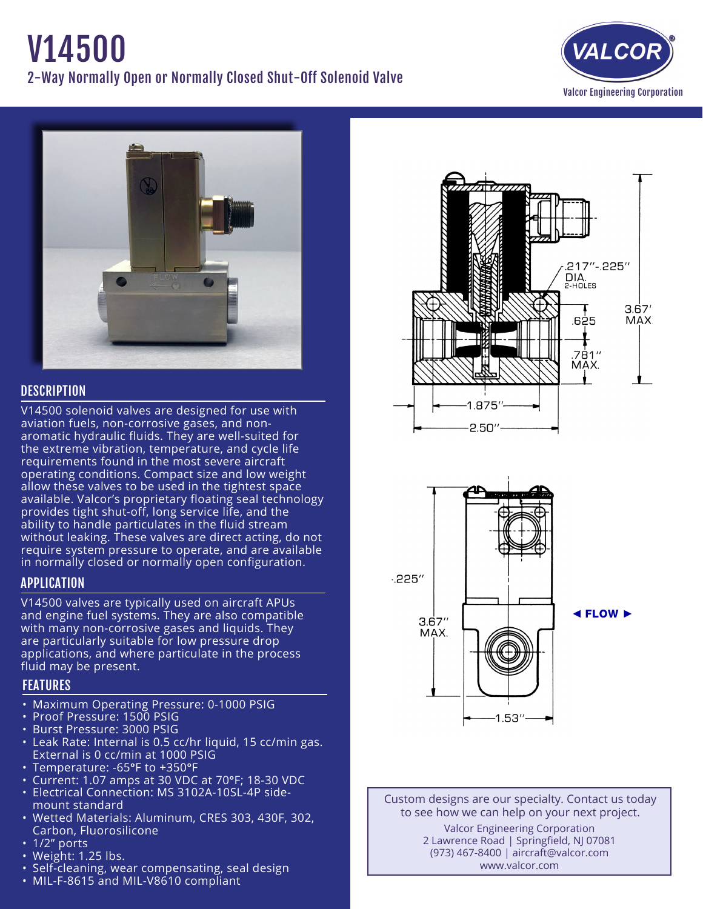# V14500

## 2-Way Normally Open or Normally Closed Shut-Off Solenoid Valve

Valcor Engineering Corporation

### DESCRIPTION

V14500 solenoid valves are designed for use with aviation fuels, non-corrosive gases, and non-aromatic hydraulic fluids. They are well-suited for the extreme vibration, temperature, and cycle life requirements found in the most severe aircraft operating conditions. Compact size and low weight allow these valves to be used in the tightest space available. Valcor's proprietary floating seal technology provides tight shut-off, long service life, and the ability to handle particulates in the fluid stream without leaking. These valves are direct acting, do not require system pressure to operate, and are available in normally closed or normally open configuration.

### APPLICATION

V14500 valves are typically used on aircraft APUs and engine fuel systems. They are also compatible with many non-corrosive gases and liquids. They are particularly suitable for low pressure drop applications, and where particulate in the process fluid may be present.

### FEATURES

- Maximum Operating Pressure: 0-1000 PSIG
- Proof Pressure: 1500 PSIG
- Burst Pressure: 3000 PSIG
- Leak Rate: Internal is 0.5 cc/hr liquid, 15 cc/min gas. External is 0 cc/min at 1000 PSIG
- Temperature: -65°F to +350°F
- Current: 1.07 amps at 30 VDC at 70°F; 18-30 VDC
- Electrical Connection: MS 3102A-10SL-4P side-mount standard
- Wetted Materials: Aluminum, CRES 303, 430F, 302, Carbon, Fluorosilicone
- 1/2" ports
- Weight: 1.25 lbs.
- Self-cleaning, wear compensating, seal design
- MIL-F-8615 and MIL-V8610 compliant

.217"-.225" DIA. 2-HOLES

.625

.781" MAX.

3.67" MAX

1.875"

2.50"

.225"

3.67" MAX.

◄ FLOW ►

1.53"

Custom designs are our specialty. Contact us today to see how we can help on your next project.

Valcor Engineering Corporation
2 Lawrence Road | Springfield, NJ 07081
(973) 467-8400 | aircraft@valcor.com
www.valcor.com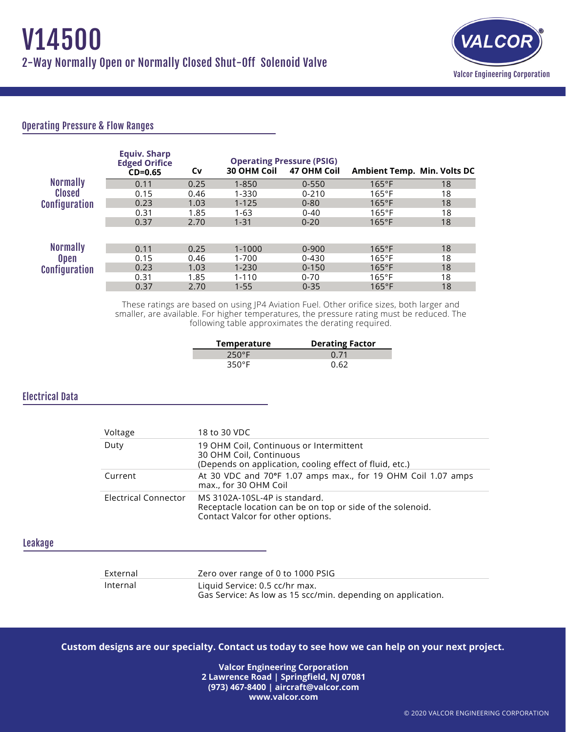# V14500

## 2-Way Normally Open or Normally Closed Shut-Off Solenoid Valve

Valcor Engineering Corporation

### Operating Pressure & Flow Ranges

| | Equiv. Sharp Edged Orifice CD=0.65 | Cv | Operating Pressure (PSIG) 30 OHM Coil | 47 OHM Coil | Ambient Temp. | Min. Volts DC |
|---|---|---|---|---|---|---|
| Normally Closed Configuration | 0.11 | 0.25 | 1-850 | 0-550 | 165°F | 18 |
| | 0.15 | 0.46 | 1-330 | 0-210 | 165°F | 18 |
| | 0.23 | 1.03 | 1-125 | 0-80 | 165°F | 18 |
| | 0.31 | 1.85 | 1-63 | 0-40 | 165°F | 18 |
| | 0.37 | 2.70 | 1-31 | 0-20 | 165°F | 18 |
| Normally Open Configuration | 0.11 | 0.25 | 1-1000 | 0-900 | 165°F | 18 |
| | 0.15 | 0.46 | 1-700 | 0-430 | 165°F | 18 |
| | 0.23 | 1.03 | 1-230 | 0-150 | 165°F | 18 |
| | 0.31 | 1.85 | 1-110 | 0-70 | 165°F | 18 |
| | 0.37 | 2.70 | 1-55 | 0-35 | 165°F | 18 |

These ratings are based on using JP4 Aviation Fuel. Other orifice sizes, both larger and smaller, are available. For higher temperatures, the pressure rating must be reduced. The following table approximates the derating required.

| Temperature | Derating Factor |
|---|---|
| 250°F | 0.71 |
| 350°F | 0.62 |

### Electrical Data

| | |
|---|---|
| Voltage | 18 to 30 VDC |
| Duty | 19 OHM Coil, Continuous or Intermittent<br>30 OHM Coil, Continuous<br>(Depends on application, cooling effect of fluid, etc.) |
| Current | At 30 VDC and 70°F 1.07 amps max., for 19 OHM Coil 1.07 amps max., for 30 OHM Coil |
| Electrical Connector | MS 3102A-10SL-4P is standard.<br>Receptacle location can be on top or side of the solenoid.<br>Contact Valcor for other options. |

### Leakage

| | |
|---|---|
| External | Zero over range of 0 to 1000 PSIG |
| Internal | Liquid Service: 0.5 cc/hr max.<br>Gas Service: As low as 15 scc/min. depending on application. |

**Custom designs are our specialty. Contact us today to see how we can help on your next project.**

**Valcor Engineering Corporation**
**2 Lawrence Road | Springfield, NJ 07081**
**(973) 467-8400 | aircraft@valcor.com**
**www.valcor.com**

© 2020 VALCOR ENGINEERING CORPORATION